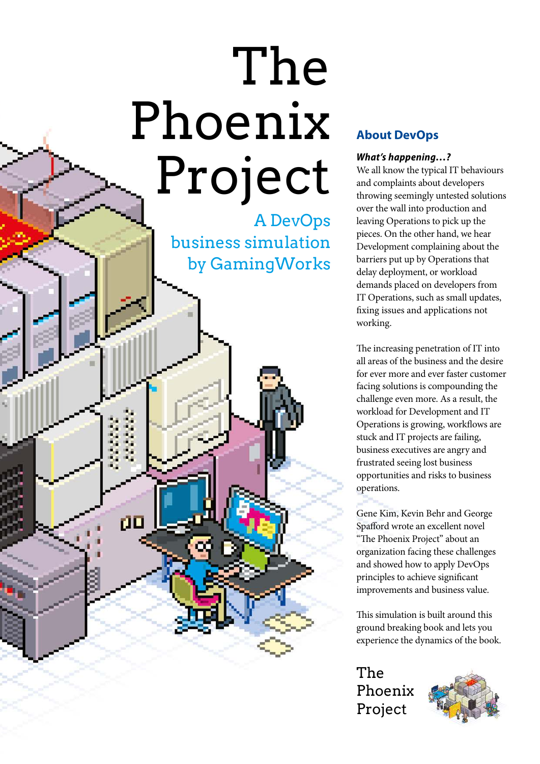# The Phoenix Project

## A DevOps business simulation by GamingWorks

## About DevOps

***What's happening…?***

We all know the typical IT behaviours and complaints about developers throwing seemingly untested solutions over the wall into production and leaving Operations to pick up the pieces. On the other hand, we hear Development complaining about the barriers put up by Operations that delay deployment, or workload demands placed on developers from IT Operations, such as small updates, fixing issues and applications not working.

The increasing penetration of IT into all areas of the business and the desire for ever more and ever faster customer facing solutions is compounding the challenge even more. As a result, the workload for Development and IT Operations is growing, workflows are stuck and IT projects are failing, business executives are angry and frustrated seeing lost business opportunities and risks to business operations.

Gene Kim, Kevin Behr and George Spafford wrote an excellent novel "The Phoenix Project" about an organization facing these challenges and showed how to apply DevOps principles to achieve significant improvements and business value.

This simulation is built around this ground breaking book and lets you experience the dynamics of the book.

The Phoenix Project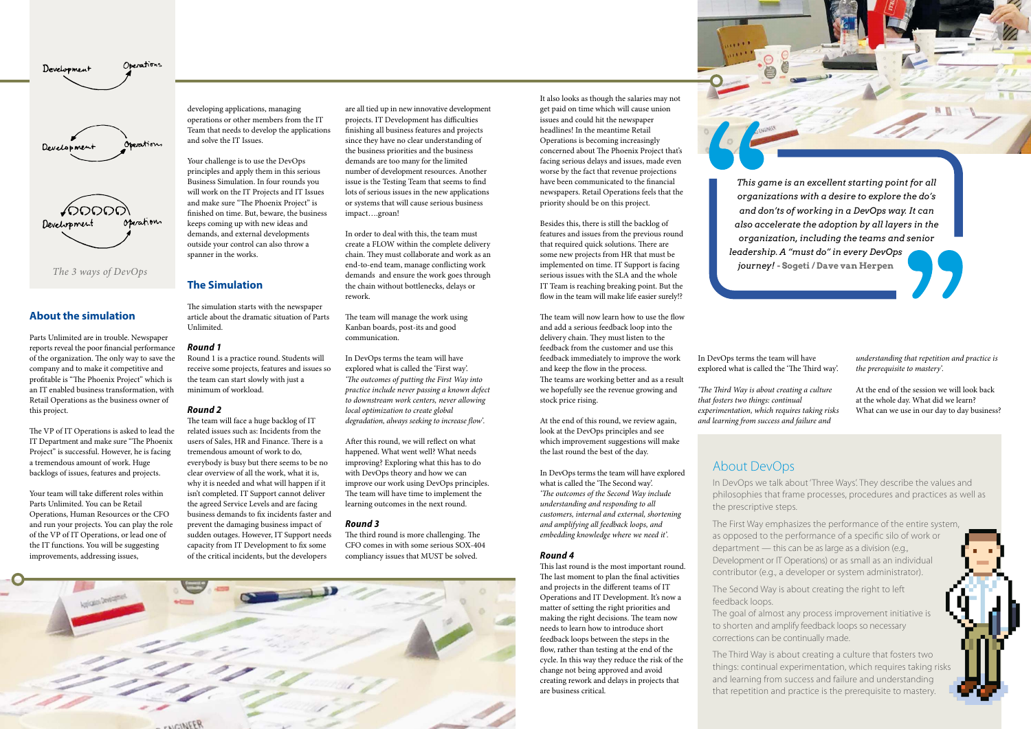Development Operations

Development Operations

Development Operations

*The 3 ways of DevOps*

## About the simulation

Parts Unlimited are in trouble. Newspaper reports reveal the poor financial performance of the organization. The only way to save the company and to make it competitive and profitable is "The Phoenix Project" which is an IT enabled business transformation, with Retail Operations as the business owner of this project.

The VP of IT Operations is asked to lead the IT Department and make sure "The Phoenix Project" is successful. However, he is facing a tremendous amount of work. Huge backlogs of issues, features and projects.

Your team will take different roles within Parts Unlimited. You can be Retail Operations, Human Resources or the CFO and run your projects. You can play the role of the VP of IT Operations, or lead one of the IT functions. You will be suggesting improvements, addressing issues, developing applications, managing operations or other members from the IT Team that needs to develop the applications and solve the IT Issues.

Your challenge is to use the DevOps principles and apply them in this serious Business Simulation. In four rounds you will work on the IT Projects and IT Issues and make sure "The Phoenix Project" is finished on time. But, beware, the business keeps coming up with new ideas and demands, and external developments outside your control can also throw a spanner in the works.

## The Simulation

The simulation starts with the newspaper article about the dramatic situation of Parts Unlimited.

### *Round 1*

Round 1 is a practice round. Students will receive some projects, features and issues so the team can start slowly with just a minimum of workload.

### *Round 2*

The team will face a huge backlog of IT related issues such as: Incidents from the users of Sales, HR and Finance. There is a tremendous amount of work to do, everybody is busy but there seems to be no clear overview of all the work, what it is, why it is needed and what will happen if it isn't completed. IT Support cannot deliver the agreed Service Levels and are facing business demands to fix incidents faster and prevent the damaging business impact of sudden outages. However, IT Support needs capacity from IT Development to fix some of the critical incidents, but the developers are all tied up in new innovative development projects. IT Development has difficulties finishing all business features and projects since they have no clear understanding of the business priorities and the business demands are too many for the limited number of development resources. Another issue is the Testing Team that seems to find lots of serious issues in the new applications or systems that will cause serious business impact….groan!

In order to deal with this, the team must create a FLOW within the complete delivery chain. They must collaborate and work as an end-to-end team, manage conflicting work demands and ensure the work goes through the chain without bottlenecks, delays or rework.

The team will manage the work using Kanban boards, post-its and good communication.

In DevOps terms the team will have explored what is called the 'First way'. *'The outcomes of putting the First Way into practice include never passing a known defect to downstream work centers, never allowing local optimization to create global degradation, always seeking to increase flow'.*

After this round, we will reflect on what happened. What went well? What needs improving? Exploring what this has to do with DevOps theory and how we can improve our work using DevOps principles. The team will have time to implement the learning outcomes in the next round.

### *Round 3*

The third round is more challenging. The CFO comes in with some serious SOX-404 compliancy issues that MUST be solved. It also looks as though the salaries may not get paid on time which will cause union issues and could hit the newspaper headlines! In the meantime Retail Operations is becoming increasingly concerned about The Phoenix Project that's facing serious delays and issues, made even worse by the fact that revenue projections have been communicated to the financial newspapers. Retail Operations feels that the priority should be on this project.

Besides this, there is still the backlog of features and issues from the previous round that required quick solutions. There are some new projects from HR that must be implemented on time. IT Support is facing serious issues with the SLA and the whole IT Team is reaching breaking point. But the flow in the team will make life easier surely!?

The team will now learn how to use the flow and add a serious feedback loop into the delivery chain. They must listen to the feedback from the customer and use this feedback immediately to improve the work and keep the flow in the process.
The teams are working better and as a result we hopefully see the revenue growing and stock price rising.

At the end of this round, we review again, look at the DevOps principles and see which improvement suggestions will make the last round the best of the day.

In DevOps terms the team will have explored what is called the 'The Second way'.
*'The outcomes of the Second Way include understanding and responding to all customers, internal and external, shortening and amplifying all feedback loops, and embedding knowledge where we need it'.*

### *Round 4*

This last round is the most important round. The last moment to plan the final activities and projects in the different teams of IT Operations and IT Development. It's now a matter of setting the right priorities and making the right decisions. The team now needs to learn how to introduce short feedback loops between the steps in the flow, rather than testing at the end of the cycle. In this way they reduce the risk of the change not being approved and avoid creating rework and delays in projects that are business critical.

> *This game is an excellent starting point for all organizations with a desire to explore the do's and don'ts of working in a DevOps way. It can also accelerate the adoption by all layers in the organization, including the teams and senior leadership. A "must do" in every DevOps journey!* - **Sogeti / Dave van Herpen**

In DevOps terms the team will have explored what is called the 'The Third way'.

*'The Third Way is about creating a culture that fosters two things: continual experimentation, which requires taking risks and learning from success and failure and understanding that repetition and practice is the prerequisite to mastery'.*

At the end of the session we will look back at the whole day. What did we learn? What can we use in our day to day business?

## About DevOps

In DevOps we talk about 'Three Ways'. They describe the values and philosophies that frame processes, procedures and practices as well as the prescriptive steps.

The First Way emphasizes the performance of the entire system, as opposed to the performance of a specific silo of work or department — this can be as large as a division (e.g., Development or IT Operations) or as small as an individual contributor (e.g., a developer or system administrator).

The Second Way is about creating the right to left feedback loops.
The goal of almost any process improvement initiative is to shorten and amplify feedback loops so necessary corrections can be continually made.

The Third Way is about creating a culture that fosters two things: continual experimentation, which requires taking risks and learning from success and failure and understanding that repetition and practice is the prerequisite to mastery.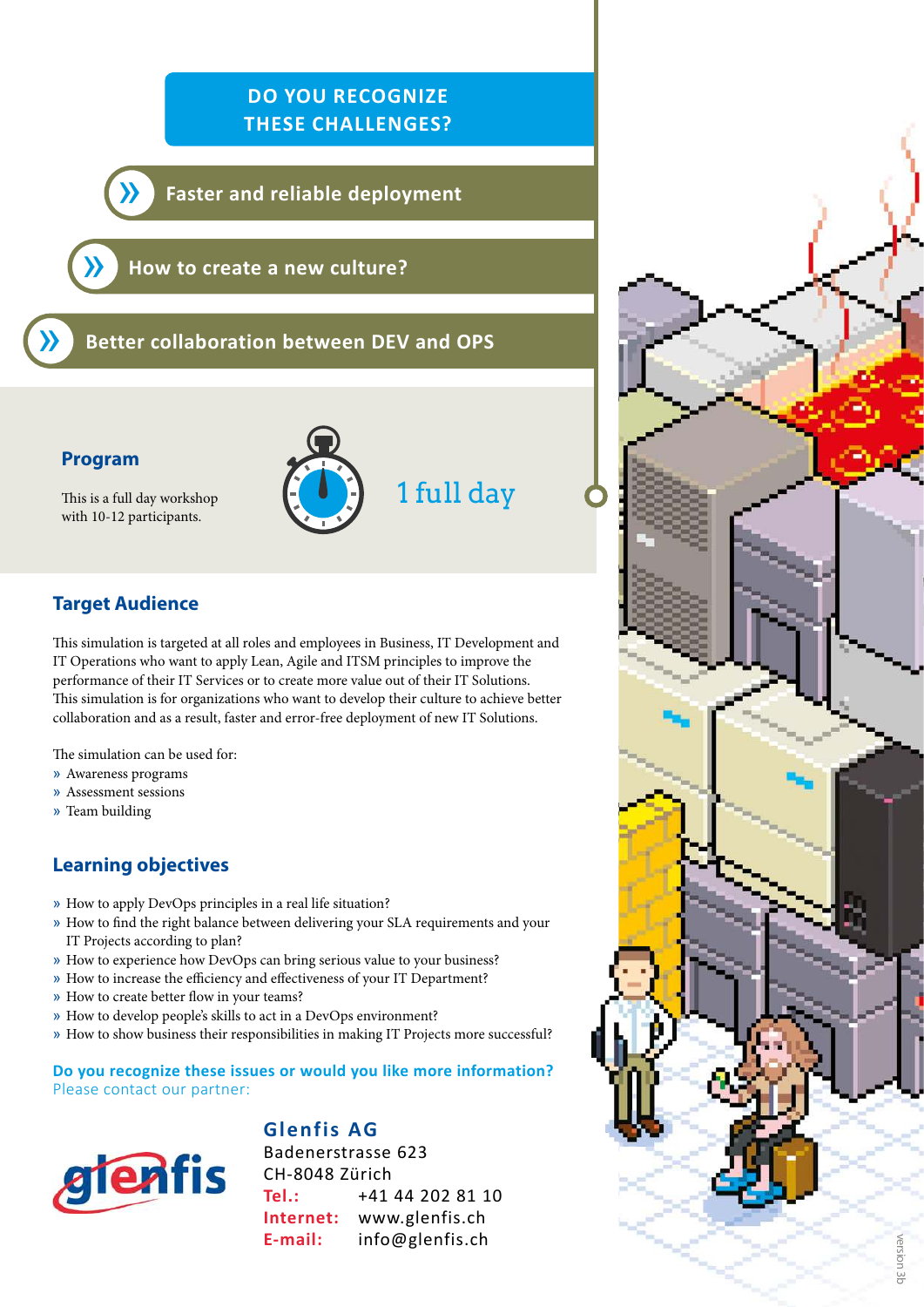## DO YOU RECOGNIZE THESE CHALLENGES?

» Faster and reliable deployment

» How to create a new culture?

» Better collaboration between DEV and OPS

### Program

This is a full day workshop with 10-12 participants.

1 full day

### Target Audience

This simulation is targeted at all roles and employees in Business, IT Development and IT Operations who want to apply Lean, Agile and ITSM principles to improve the performance of their IT Services or to create more value out of their IT Solutions. This simulation is for organizations who want to develop their culture to achieve better collaboration and as a result, faster and error-free deployment of new IT Solutions.

The simulation can be used for:

- Awareness programs
- Assessment sessions
- Team building

### Learning objectives

- How to apply DevOps principles in a real life situation?
- How to find the right balance between delivering your SLA requirements and your IT Projects according to plan?
- How to experience how DevOps can bring serious value to your business?
- How to increase the efficiency and effectiveness of your IT Department?
- How to create better flow in your teams?
- How to develop people's skills to act in a DevOps environment?
- How to show business their responsibilities in making IT Projects more successful?

**Do you recognize these issues or would you like more information?**
Please contact our partner:

glenfis

**Glenfis AG**
Badenerstrasse 623
CH-8048 Zürich
**Tel.:** +41 44 202 81 10
**Internet:** www.glenfis.ch
**E-mail:** info@glenfis.ch

version 3b